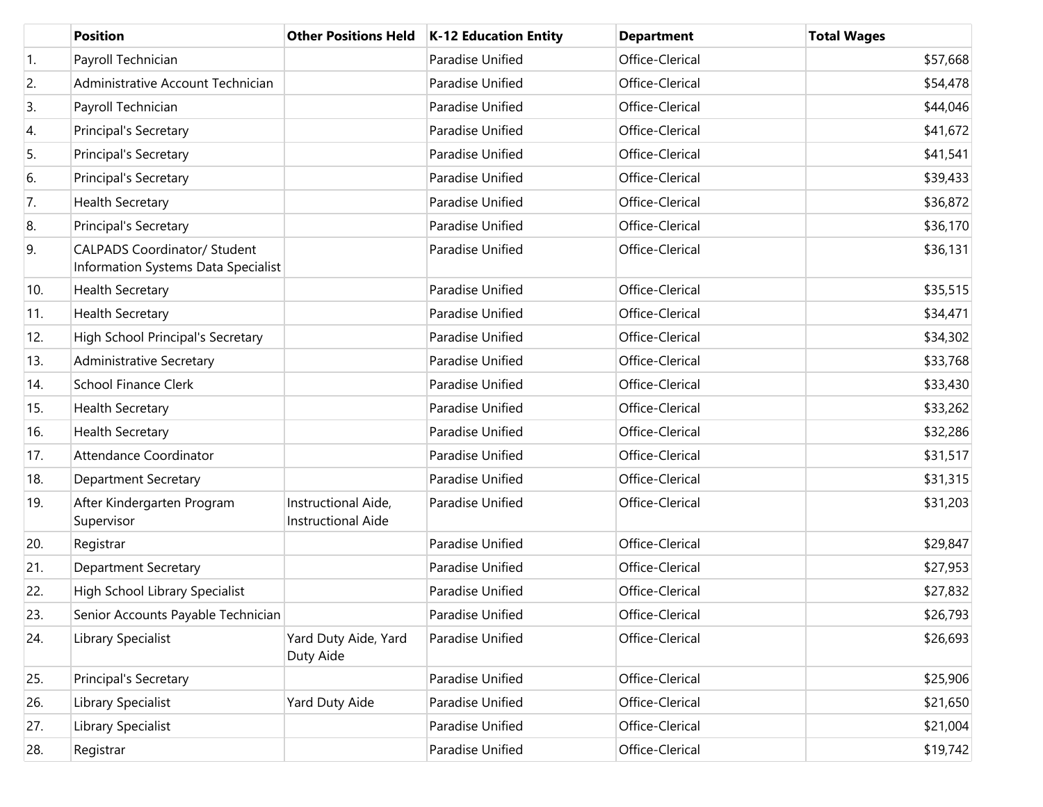| | Position | Other Positions Held | K-12 Education Entity | Department | Total Wages |
|---|---|---|---|---|---|
| 1. | Payroll Technician | | Paradise Unified | Office-Clerical | $57,668 |
| 2. | Administrative Account Technician | | Paradise Unified | Office-Clerical | $54,478 |
| 3. | Payroll Technician | | Paradise Unified | Office-Clerical | $44,046 |
| 4. | Principal's Secretary | | Paradise Unified | Office-Clerical | $41,672 |
| 5. | Principal's Secretary | | Paradise Unified | Office-Clerical | $41,541 |
| 6. | Principal's Secretary | | Paradise Unified | Office-Clerical | $39,433 |
| 7. | Health Secretary | | Paradise Unified | Office-Clerical | $36,872 |
| 8. | Principal's Secretary | | Paradise Unified | Office-Clerical | $36,170 |
| 9. | CALPADS Coordinator/ Student Information Systems Data Specialist | | Paradise Unified | Office-Clerical | $36,131 |
| 10. | Health Secretary | | Paradise Unified | Office-Clerical | $35,515 |
| 11. | Health Secretary | | Paradise Unified | Office-Clerical | $34,471 |
| 12. | High School Principal's Secretary | | Paradise Unified | Office-Clerical | $34,302 |
| 13. | Administrative Secretary | | Paradise Unified | Office-Clerical | $33,768 |
| 14. | School Finance Clerk | | Paradise Unified | Office-Clerical | $33,430 |
| 15. | Health Secretary | | Paradise Unified | Office-Clerical | $33,262 |
| 16. | Health Secretary | | Paradise Unified | Office-Clerical | $32,286 |
| 17. | Attendance Coordinator | | Paradise Unified | Office-Clerical | $31,517 |
| 18. | Department Secretary | | Paradise Unified | Office-Clerical | $31,315 |
| 19. | After Kindergarten Program Supervisor | Instructional Aide, Instructional Aide | Paradise Unified | Office-Clerical | $31,203 |
| 20. | Registrar | | Paradise Unified | Office-Clerical | $29,847 |
| 21. | Department Secretary | | Paradise Unified | Office-Clerical | $27,953 |
| 22. | High School Library Specialist | | Paradise Unified | Office-Clerical | $27,832 |
| 23. | Senior Accounts Payable Technician | | Paradise Unified | Office-Clerical | $26,793 |
| 24. | Library Specialist | Yard Duty Aide, Yard Duty Aide | Paradise Unified | Office-Clerical | $26,693 |
| 25. | Principal's Secretary | | Paradise Unified | Office-Clerical | $25,906 |
| 26. | Library Specialist | Yard Duty Aide | Paradise Unified | Office-Clerical | $21,650 |
| 27. | Library Specialist | | Paradise Unified | Office-Clerical | $21,004 |
| 28. | Registrar | | Paradise Unified | Office-Clerical | $19,742 |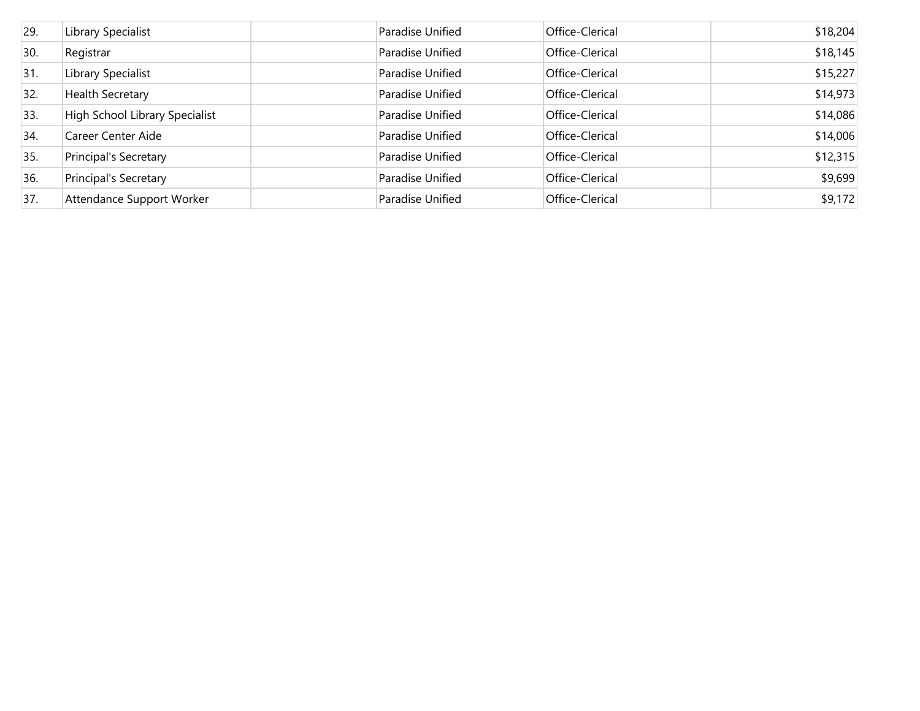| | | | | | |
|---|---|---|---|---|---|
| 29. | Library Specialist | | Paradise Unified | Office-Clerical | $18,204 |
| 30. | Registrar | | Paradise Unified | Office-Clerical | $18,145 |
| 31. | Library Specialist | | Paradise Unified | Office-Clerical | $15,227 |
| 32. | Health Secretary | | Paradise Unified | Office-Clerical | $14,973 |
| 33. | High School Library Specialist | | Paradise Unified | Office-Clerical | $14,086 |
| 34. | Career Center Aide | | Paradise Unified | Office-Clerical | $14,006 |
| 35. | Principal's Secretary | | Paradise Unified | Office-Clerical | $12,315 |
| 36. | Principal's Secretary | | Paradise Unified | Office-Clerical | $9,699 |
| 37. | Attendance Support Worker | | Paradise Unified | Office-Clerical | $9,172 |